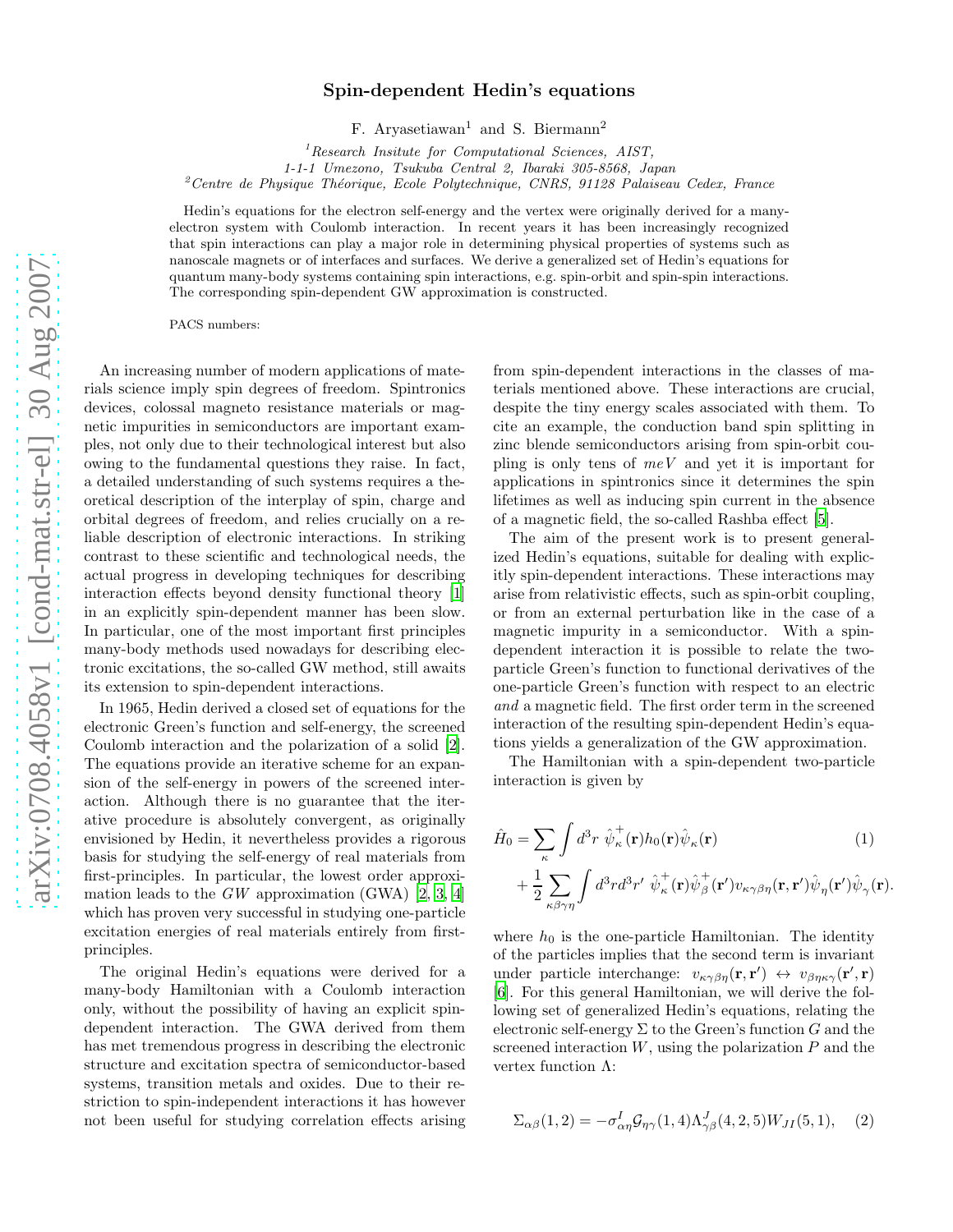# Spin-dependent Hedin's equations

F. Aryasetiawan[1] and S. Biermann[2]

[1] Research Insitute for Computational Sciences, AIST,
1-1-1 Umezono, Tsukuba Central 2, Ibaraki 305-8568, Japan

[2] Centre de Physique Théorique, Ecole Polytechnique, CNRS, 91128 Palaiseau Cedex, France

Hedin's equations for the electron self-energy and the vertex were originally derived for a many-electron system with Coulomb interaction. In recent years it has been increasingly recognized that spin interactions can play a major role in determining physical properties of systems such as nanoscale magnets or of interfaces and surfaces. We derive a generalized set of Hedin's equations for quantum many-body systems containing spin interactions, e.g. spin-orbit and spin-spin interactions. The corresponding spin-dependent GW approximation is constructed.

PACS numbers:

An increasing number of modern applications of materials science imply spin degrees of freedom. Spintronics devices, colossal magneto resistance materials or magnetic impurities in semiconductors are important examples, not only due to their technological interest but also owing to the fundamental questions they raise. In fact, a detailed understanding of such systems requires a theoretical description of the interplay of spin, charge and orbital degrees of freedom, and relies crucially on a reliable description of electronic interactions. In striking contrast to these scientific and technological needs, the actual progress in developing techniques for describing interaction effects beyond density functional theory [1] in an explicitly spin-dependent manner has been slow. In particular, one of the most important first principles many-body methods used nowadays for describing electronic excitations, the so-called GW method, still awaits its extension to spin-dependent interactions.

In 1965, Hedin derived a closed set of equations for the electronic Green's function and self-energy, the screened Coulomb interaction and the polarization of a solid [2]. The equations provide an iterative scheme for an expansion of the self-energy in powers of the screened interaction. Although there is no guarantee that the iterative procedure is absolutely convergent, as originally envisioned by Hedin, it nevertheless provides a rigorous basis for studying the self-energy of real materials from first-principles. In particular, the lowest order approximation leads to the $GW$ approximation (GWA) [2, 3, 4] which has proven very successful in studying one-particle excitation energies of real materials entirely from first-principles.

The original Hedin's equations were derived for a many-body Hamiltonian with a Coulomb interaction only, without the possibility of having an explicit spin-dependent interaction. The GWA derived from them has met tremendous progress in describing the electronic structure and excitation spectra of semiconductor-based systems, transition metals and oxides. Due to their restriction to spin-independent interactions it has however not been useful for studying correlation effects arising from spin-dependent interactions in the classes of materials mentioned above. These interactions are crucial, despite the tiny energy scales associated with them. To cite an example, the conduction band spin splitting in zinc blende semiconductors arising from spin-orbit coupling is only tens of $meV$ and yet it is important for applications in spintronics since it determines the spin lifetimes as well as inducing spin current in the absence of a magnetic field, the so-called Rashba effect [5].

The aim of the present work is to present generalized Hedin's equations, suitable for dealing with explicitly spin-dependent interactions. These interactions may arise from relativistic effects, such as spin-orbit coupling, or from an external perturbation like in the case of a magnetic impurity in a semiconductor. With a spin-dependent interaction it is possible to relate the two-particle Green's function to functional derivatives of the one-particle Green's function with respect to an electric *and* a magnetic field. The first order term in the screened interaction of the resulting spin-dependent Hedin's equations yields a generalization of the GW approximation.

The Hamiltonian with a spin-dependent two-particle interaction is given by

$$\hat{H}_0 = \sum_{\kappa} \int d^3r \; \hat{\psi}^+_{\kappa}(\mathbf{r}) h_0(\mathbf{r}) \hat{\psi}_{\kappa}(\mathbf{r}) + \frac{1}{2} \sum_{\kappa\beta\gamma\eta} \int d^3r d^3r' \; \hat{\psi}^+_{\kappa}(\mathbf{r}) \hat{\psi}^+_{\beta}(\mathbf{r}') v_{\kappa\gamma\beta\eta}(\mathbf{r},\mathbf{r}') \hat{\psi}_{\eta}(\mathbf{r}') \hat{\psi}_{\gamma}(\mathbf{r}). \tag{1}$$

where $h_0$ is the one-particle Hamiltonian. The identity of the particles implies that the second term is invariant under particle interchange: $v_{\kappa\gamma\beta\eta}(\mathbf{r},\mathbf{r}') \leftrightarrow v_{\beta\eta\kappa\gamma}(\mathbf{r}',\mathbf{r})$ [6]. For this general Hamiltonian, we will derive the following set of generalized Hedin's equations, relating the electronic self-energy $\Sigma$ to the Green's function $G$ and the screened interaction $W$, using the polarization $P$ and the vertex function $\Lambda$:

$$\Sigma_{\alpha\beta}(1,2) = -\sigma^I_{\alpha\eta} \mathcal{G}_{\eta\gamma}(1,4) \Lambda^J_{\gamma\beta}(4,2,5) W_{JI}(5,1), \tag{2}$$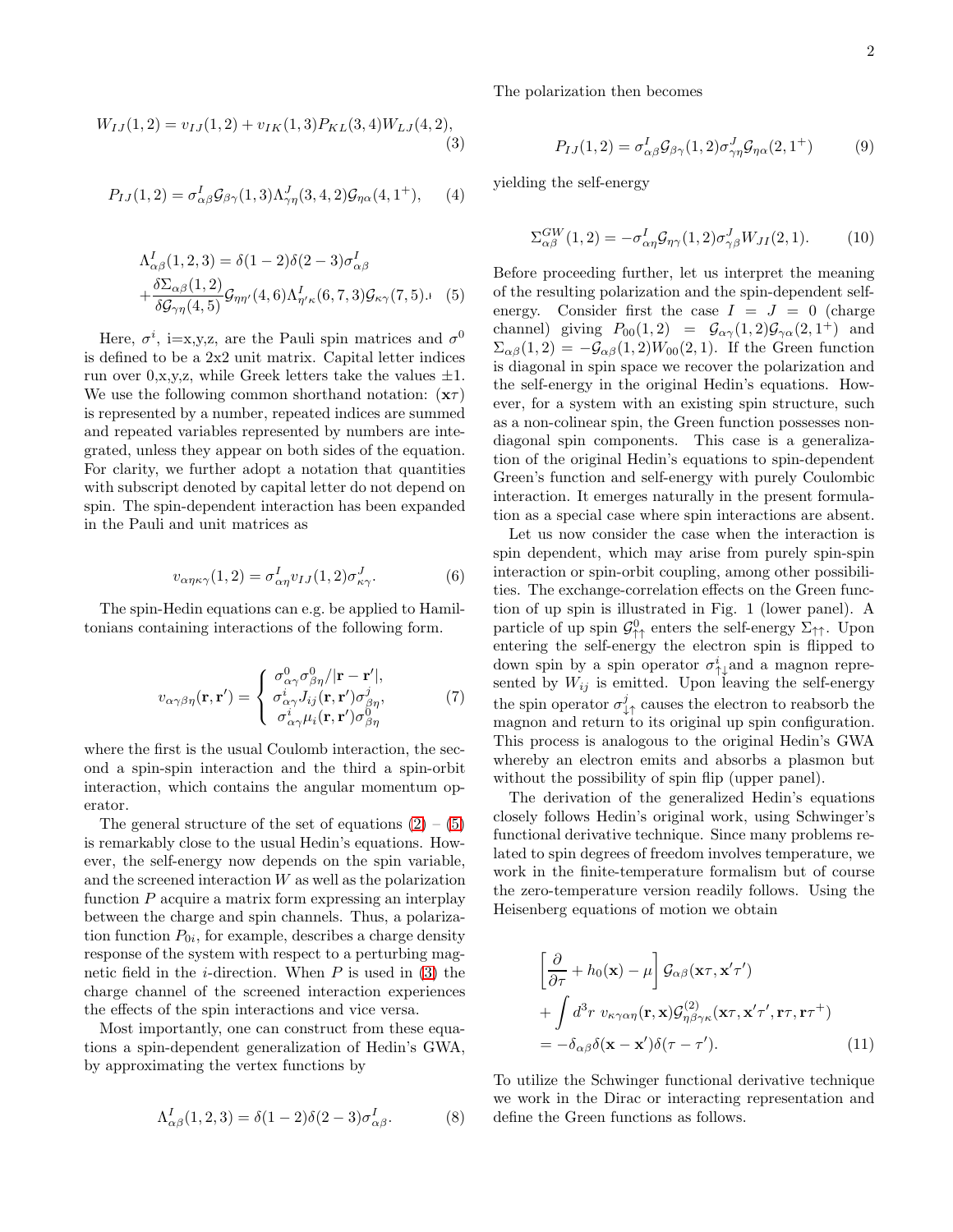$$W_{IJ}(1,2) = v_{IJ}(1,2) + v_{IK}(1,3)P_{KL}(3,4)W_{LJ}(4,2), \tag{3}$$

$$P_{IJ}(1,2) = \sigma^I_{\alpha\beta}\mathcal{G}_{\beta\gamma}(1,3)\Lambda^J_{\gamma\eta}(3,4,2)\mathcal{G}_{\eta\alpha}(4,1^+), \tag{4}$$

$$\Lambda^I_{\alpha\beta}(1,2,3) = \delta(1-2)\delta(2-3)\sigma^I_{\alpha\beta} + \frac{\delta\Sigma_{\alpha\beta}(1,2)}{\delta\mathcal{G}_{\gamma\eta}(4,5)}\mathcal{G}_{\eta\eta'}(4,6)\Lambda^I_{\eta'\kappa}(6,7,3)\mathcal{G}_{\kappa\gamma}(7,5). \tag{5}$$

Here, $\sigma^i$, i=x,y,z, are the Pauli spin matrices and $\sigma^0$ is defined to be a 2x2 unit matrix. Capital letter indices run over 0,x,y,z, while Greek letters take the values $\pm 1$. We use the following common shorthand notation: $(\mathbf{x}\tau)$ is represented by a number, repeated indices are summed and repeated variables represented by numbers are integrated, unless they appear on both sides of the equation. For clarity, we further adopt a notation that quantities with subscript denoted by capital letter do not depend on spin. The spin-dependent interaction has been expanded in the Pauli and unit matrices as

$$v_{\alpha\eta\kappa\gamma}(1,2) = \sigma^I_{\alpha\eta}v_{IJ}(1,2)\sigma^J_{\kappa\gamma}. \tag{6}$$

The spin-Hedin equations can e.g. be applied to Hamiltonians containing interactions of the following form.

$$v_{\alpha\gamma\beta\eta}(\mathbf{r},\mathbf{r}') = \begin{cases} \sigma^0_{\alpha\gamma}\sigma^0_{\beta\eta}/|\mathbf{r}-\mathbf{r}'|, \\ \sigma^i_{\alpha\gamma}J_{ij}(\mathbf{r},\mathbf{r}')\sigma^j_{\beta\eta}, \\ \sigma^i_{\alpha\gamma}\mu_i(\mathbf{r},\mathbf{r}')\sigma^0_{\beta\eta} \end{cases} \tag{7}$$

where the first is the usual Coulomb interaction, the second a spin-spin interaction and the third a spin-orbit interaction, which contains the angular momentum operator.

The general structure of the set of equations (2) – (5) is remarkably close to the usual Hedin's equations. However, the self-energy now depends on the spin variable, and the screened interaction $W$ as well as the polarization function $P$ acquire a matrix form expressing an interplay between the charge and spin channels. Thus, a polarization function $P_{0i}$, for example, describes a charge density response of the system with respect to a perturbing magnetic field in the $i$-direction. When $P$ is used in (3) the charge channel of the screened interaction experiences the effects of the spin interactions and vice versa.

Most importantly, one can construct from these equations a spin-dependent generalization of Hedin's GWA, by approximating the vertex functions by

$$\Lambda^I_{\alpha\beta}(1,2,3) = \delta(1-2)\delta(2-3)\sigma^I_{\alpha\beta}. \tag{8}$$

The polarization then becomes

$$P_{IJ}(1,2) = \sigma^I_{\alpha\beta}\mathcal{G}_{\beta\gamma}(1,2)\sigma^J_{\gamma\eta}\mathcal{G}_{\eta\alpha}(2,1^+) \tag{9}$$

yielding the self-energy

$$\Sigma^{GW}_{\alpha\beta}(1,2) = -\sigma^I_{\alpha\eta}\mathcal{G}_{\eta\gamma}(1,2)\sigma^J_{\gamma\beta}W_{JI}(2,1). \tag{10}$$

Before proceeding further, let us interpret the meaning of the resulting polarization and the spin-dependent self-energy. Consider first the case $I = J = 0$ (charge channel) giving $P_{00}(1,2) = \mathcal{G}_{\alpha\gamma}(1,2)\mathcal{G}_{\gamma\alpha}(2,1^+)$ and $\Sigma_{\alpha\beta}(1,2) = -\mathcal{G}_{\alpha\beta}(1,2)W_{00}(2,1)$. If the Green function is diagonal in spin space we recover the polarization and the self-energy in the original Hedin's equations. However, for a system with an existing spin structure, such as a non-colinear spin, the Green function possesses non-diagonal spin components. This case is a generalization of the original Hedin's equations to spin-dependent Green's function and self-energy with purely Coulombic interaction. It emerges naturally in the present formulation as a special case where spin interactions are absent.

Let us now consider the case when the interaction is spin dependent, which may arise from purely spin-spin interaction or spin-orbit coupling, among other possibilities. The exchange-correlation effects on the Green function of up spin is illustrated in Fig. 1 (lower panel). A particle of up spin $\mathcal{G}^0_{\uparrow\uparrow}$ enters the self-energy $\Sigma_{\uparrow\uparrow}$. Upon entering the self-energy the electron spin is flipped to down spin by a spin operator $\sigma^i_{\uparrow\downarrow}$ and a magnon represented by $W_{ij}$ is emitted. Upon leaving the self-energy the spin operator $\sigma^j_{\downarrow\uparrow}$ causes the electron to reabsorb the magnon and return to its original up spin configuration. This process is analogous to the original Hedin's GWA whereby an electron emits and absorbs a plasmon but without the possibility of spin flip (upper panel).

The derivation of the generalized Hedin's equations closely follows Hedin's original work, using Schwinger's functional derivative technique. Since many problems related to spin degrees of freedom involves temperature, we work in the finite-temperature formalism but of course the zero-temperature version readily follows. Using the Heisenberg equations of motion we obtain

$$\left[\frac{\partial}{\partial\tau} + h_0(\mathbf{x}) - \mu\right]\mathcal{G}_{\alpha\beta}(\mathbf{x}\tau,\mathbf{x}'\tau') + \int d^3r\; v_{\kappa\gamma\alpha\eta}(\mathbf{r},\mathbf{x})\mathcal{G}^{(2)}_{\eta\beta\gamma\kappa}(\mathbf{x}\tau,\mathbf{x}'\tau',\mathbf{r}\tau,\mathbf{r}\tau^+) = -\delta_{\alpha\beta}\delta(\mathbf{x}-\mathbf{x}')\delta(\tau-\tau'). \tag{11}$$

To utilize the Schwinger functional derivative technique we work in the Dirac or interacting representation and define the Green functions as follows.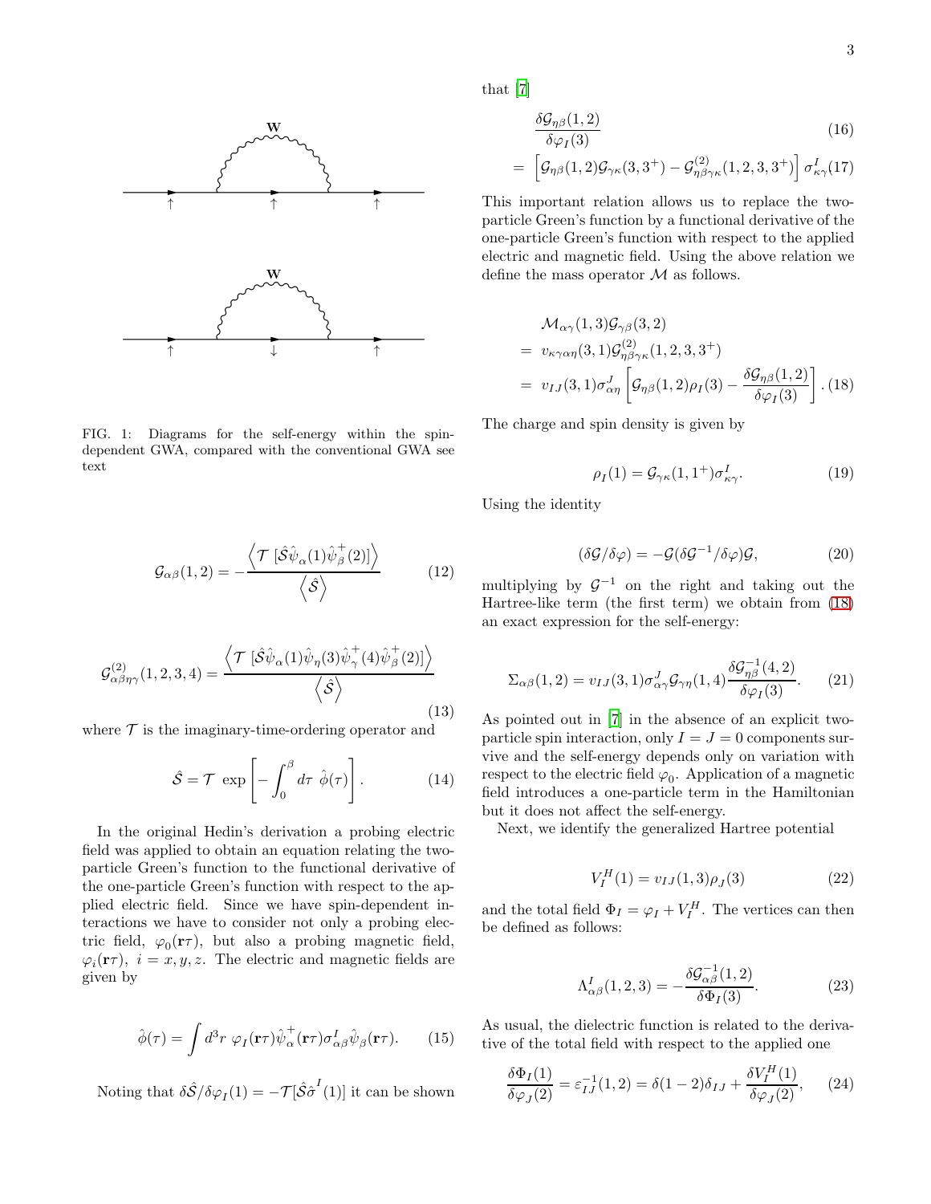FIG. 1: Diagrams for the self-energy within the spin-dependent GWA, compared with the conventional GWA see text

$$\mathcal{G}_{\alpha\beta}(1,2) = -\frac{\left\langle \mathcal{T}\ [\hat{\mathcal{S}}\hat{\psi}_\alpha(1)\hat{\psi}^+_\beta(2)]\right\rangle}{\left\langle \hat{\mathcal{S}}\right\rangle} \tag{12}$$

$$\mathcal{G}^{(2)}_{\alpha\beta\eta\gamma}(1,2,3,4) = \frac{\left\langle \mathcal{T}\ [\hat{\mathcal{S}}\hat{\psi}_\alpha(1)\hat{\psi}_\eta(3)\hat{\psi}^+_\gamma(4)\hat{\psi}^+_\beta(2)]\right\rangle}{\left\langle \hat{\mathcal{S}}\right\rangle} \tag{13}$$

where $\mathcal{T}$ is the imaginary-time-ordering operator and

$$\hat{\mathcal{S}} = \mathcal{T}\ \exp\left[-\int_0^\beta d\tau\ \hat{\phi}(\tau)\right]. \tag{14}$$

In the original Hedin's derivation a probing electric field was applied to obtain an equation relating the two-particle Green's function to the functional derivative of the one-particle Green's function with respect to the applied electric field. Since we have spin-dependent interactions we have to consider not only a probing electric field, $\varphi_0(\mathbf{r}\tau)$, but also a probing magnetic field, $\varphi_i(\mathbf{r}\tau),\ i = x, y, z$. The electric and magnetic fields are given by

$$\hat{\phi}(\tau) = \int d^3r\ \varphi_I(\mathbf{r}\tau)\hat{\psi}^+_\alpha(\mathbf{r}\tau)\sigma^I_{\alpha\beta}\hat{\psi}_\beta(\mathbf{r}\tau). \tag{15}$$

Noting that $\delta\hat{\mathcal{S}}/\delta\varphi_I(1) = -\mathcal{T}[\hat{\mathcal{S}}\hat{\sigma}^I(1)]$ it can be shown that [7]

$$\frac{\delta\mathcal{G}_{\eta\beta}(1,2)}{\delta\varphi_I(3)} \tag{16}$$

$$= \left[\mathcal{G}_{\eta\beta}(1,2)\mathcal{G}_{\gamma\kappa}(3,3^+) - \mathcal{G}^{(2)}_{\eta\beta\gamma\kappa}(1,2,3,3^+)\right]\sigma^I_{\kappa\gamma} \tag{17}$$

This important relation allows us to replace the two-particle Green's function by a functional derivative of the one-particle Green's function with respect to the applied electric and magnetic field. Using the above relation we define the mass operator $\mathcal{M}$ as follows.

$$\begin{aligned}
&\mathcal{M}_{\alpha\gamma}(1,3)\mathcal{G}_{\gamma\beta}(3,2) \\
&= v_{\kappa\gamma\alpha\eta}(3,1)\mathcal{G}^{(2)}_{\eta\beta\gamma\kappa}(1,2,3,3^+) \\
&= v_{IJ}(3,1)\sigma^J_{\alpha\eta}\left[\mathcal{G}_{\eta\beta}(1,2)\rho_I(3) - \frac{\delta\mathcal{G}_{\eta\beta}(1,2)}{\delta\varphi_I(3)}\right].
\end{aligned} \tag{18}$$

The charge and spin density is given by

$$\rho_I(1) = \mathcal{G}_{\gamma\kappa}(1,1^+)\sigma^I_{\kappa\gamma}. \tag{19}$$

Using the identity

$$(\delta\mathcal{G}/\delta\varphi) = -\mathcal{G}(\delta\mathcal{G}^{-1}/\delta\varphi)\mathcal{G}, \tag{20}$$

multiplying by $\mathcal{G}^{-1}$ on the right and taking out the Hartree-like term (the first term) we obtain from (18) an exact expression for the self-energy:

$$\Sigma_{\alpha\beta}(1,2) = v_{IJ}(3,1)\sigma^J_{\alpha\gamma}\mathcal{G}_{\gamma\eta}(1,4)\frac{\delta\mathcal{G}^{-1}_{\eta\beta}(4,2)}{\delta\varphi_I(3)}. \tag{21}$$

As pointed out in [7] in the absence of an explicit two-particle spin interaction, only $I = J = 0$ components survive and the self-energy depends only on variation with respect to the electric field $\varphi_0$. Application of a magnetic field introduces a one-particle term in the Hamiltonian but it does not affect the self-energy.

Next, we identify the generalized Hartree potential

$$V^H_I(1) = v_{IJ}(1,3)\rho_J(3) \tag{22}$$

and the total field $\Phi_I = \varphi_I + V^H_I$. The vertices can then be defined as follows:

$$\Lambda^I_{\alpha\beta}(1,2,3) = -\frac{\delta\mathcal{G}^{-1}_{\alpha\beta}(1,2)}{\delta\Phi_I(3)}. \tag{23}$$

As usual, the dielectric function is related to the derivative of the total field with respect to the applied one

$$\frac{\delta\Phi_I(1)}{\delta\varphi_J(2)} = \varepsilon^{-1}_{IJ}(1,2) = \delta(1-2)\delta_{IJ} + \frac{\delta V^H_I(1)}{\delta\varphi_J(2)}, \tag{24}$$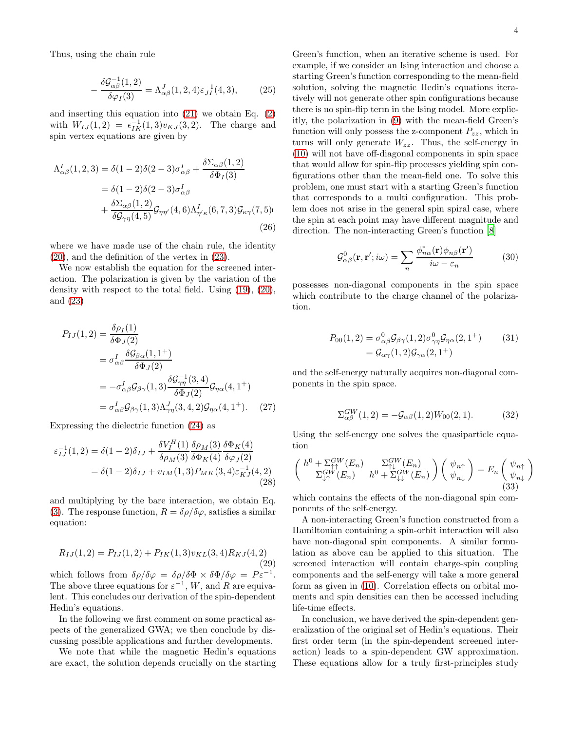Thus, using the chain rule

$$
-\frac{\delta \mathcal{G}^{-1}_{\alpha\beta}(1,2)}{\delta \varphi_I(3)} = \Lambda^J_{\alpha\beta}(1,2,4)\varepsilon^{-1}_{JI}(4,3), \tag{25}
$$

and inserting this equation into (21) we obtain Eq. (2) with $W_{IJ}(1,2) = \epsilon^{-1}_{IK}(1,3)v_{KJ}(3,2)$. The charge and spin vertex equations are given by

$$
\begin{aligned}
\Lambda^I_{\alpha\beta}(1,2,3) &= \delta(1-2)\delta(2-3)\sigma^I_{\alpha\beta} + \frac{\delta\Sigma_{\alpha\beta}(1,2)}{\delta\Phi_I(3)} \\
&= \delta(1-2)\delta(2-3)\sigma^I_{\alpha\beta} \\
&+ \frac{\delta\Sigma_{\alpha\beta}(1,2)}{\delta\mathcal{G}_{\gamma\eta}(4,5)}\mathcal{G}_{\eta\eta'}(4,6)\Lambda^I_{\eta'\kappa}(6,7,3)\mathcal{G}_{\kappa\gamma}(7,5)
\end{aligned} \tag{26}
$$

where we have made use of the chain rule, the identity (20), and the definition of the vertex in (23).

We now establish the equation for the screened interaction. The polarization is given by the variation of the density with respect to the total field. Using (19), (20), and (23)

$$
\begin{aligned}
P_{IJ}(1,2) &= \frac{\delta\rho_I(1)}{\delta\Phi_J(2)} \\
&= \sigma^I_{\alpha\beta}\frac{\delta\mathcal{G}_{\beta\alpha}(1,1^+)}{\delta\Phi_J(2)} \\
&= -\sigma^I_{\alpha\beta}\mathcal{G}_{\beta\gamma}(1,3)\frac{\delta\mathcal{G}^{-1}_{\gamma\eta}(3,4)}{\delta\Phi_J(2)}\mathcal{G}_{\eta\alpha}(4,1^+) \\
&= \sigma^I_{\alpha\beta}\mathcal{G}_{\beta\gamma}(1,3)\Lambda^J_{\gamma\eta}(3,4,2)\mathcal{G}_{\eta\alpha}(4,1^+).
\end{aligned} \tag{27}
$$

Expressing the dielectric function (24) as

$$
\begin{aligned}
\varepsilon^{-1}_{IJ}(1,2) &= \delta(1-2)\delta_{IJ} + \frac{\delta V^H_I(1)}{\delta\rho_M(3)}\frac{\delta\rho_M(3)}{\delta\Phi_K(4)}\frac{\delta\Phi_K(4)}{\delta\varphi_J(2)} \\
&= \delta(1-2)\delta_{IJ} + v_{IM}(1,3)P_{MK}(3,4)\varepsilon^{-1}_{KJ}(4,2)
\end{aligned} \tag{28}
$$

and multiplying by the bare interaction, we obtain Eq. (3). The response function, $R = \delta\rho/\delta\varphi$, satisfies a similar equation:

$$
R_{IJ}(1,2) = P_{IJ}(1,2) + P_{IK}(1,3)v_{KL}(3,4)R_{KJ}(4,2) \tag{29}
$$

which follows from $\delta\rho/\delta\varphi = \delta\rho/\delta\Phi \times \delta\Phi/\delta\varphi = P\varepsilon^{-1}$. The above three equations for $\varepsilon^{-1}$, $W$, and $R$ are equivalent. This concludes our derivation of the spin-dependent Hedin's equations.

In the following we first comment on some practical aspects of the generalized GWA; we then conclude by discussing possible applications and further developments.

We note that while the magnetic Hedin's equations are exact, the solution depends crucially on the starting Green's function, when an iterative scheme is used. For example, if we consider an Ising interaction and choose a starting Green's function corresponding to the mean-field solution, solving the magnetic Hedin's equations iteratively will not generate other spin configurations because there is no spin-flip term in the Ising model. More explicitly, the polarization in (9) with the mean-field Green's function will only possess the z-component $P_{zz}$, which in turns will only generate $W_{zz}$. Thus, the self-energy in (10) will not have off-diagonal components in spin space that would allow for spin-flip processes yielding spin configurations other than the mean-field one. To solve this problem, one must start with a starting Green's function that corresponds to a multi configuration. This problem does not arise in the general spin spiral case, where the spin at each point may have different magnitude and direction. The non-interacting Green's function [8]

$$
\mathcal{G}^0_{\alpha\beta}(\mathbf{r},\mathbf{r}';i\omega) = \sum_n \frac{\phi^*_{n\alpha}(\mathbf{r})\phi_{n\beta}(\mathbf{r}')}{i\omega - \varepsilon_n} \tag{30}
$$

possesses non-diagonal components in the spin space which contribute to the charge channel of the polarization.

$$
\begin{aligned}
P_{00}(1,2) &= \sigma^0_{\alpha\beta}\mathcal{G}_{\beta\gamma}(1,2)\sigma^0_{\gamma\eta}\mathcal{G}_{\eta\alpha}(2,1^+) \\
&= \mathcal{G}_{\alpha\gamma}(1,2)\mathcal{G}_{\gamma\alpha}(2,1^+)
\end{aligned} \tag{31}
$$

and the self-energy naturally acquires non-diagonal components in the spin space.

$$
\Sigma^{GW}_{\alpha\beta}(1,2) = -\mathcal{G}_{\alpha\beta}(1,2)W_{00}(2,1). \tag{32}
$$

Using the self-energy one solves the quasiparticle equation

$$
\begin{pmatrix} h^0 + \Sigma^{GW}_{\uparrow\uparrow}(E_n) & \Sigma^{GW}_{\uparrow\downarrow}(E_n) \\ \Sigma^{GW}_{\downarrow\uparrow}(E_n) & h^0 + \Sigma^{GW}_{\downarrow\downarrow}(E_n) \end{pmatrix} \begin{pmatrix} \psi_{n\uparrow} \\ \psi_{n\downarrow} \end{pmatrix} = E_n \begin{pmatrix} \psi_{n\uparrow} \\ \psi_{n\downarrow} \end{pmatrix} \tag{33}
$$

which contains the effects of the non-diagonal spin components of the self-energy.

A non-interacting Green's function constructed from a Hamiltonian containing a spin-orbit interaction will also have non-diagonal spin components. A similar formulation as above can be applied to this situation. The screened interaction will contain charge-spin coupling components and the self-energy will take a more general form as given in (10). Correlation effects on orbital moments and spin densities can then be accessed including life-time effects.

In conclusion, we have derived the spin-dependent generalization of the original set of Hedin's equations. Their first order term (in the spin-dependent screened interaction) leads to a spin-dependent GW approximation. These equations allow for a truly first-principles study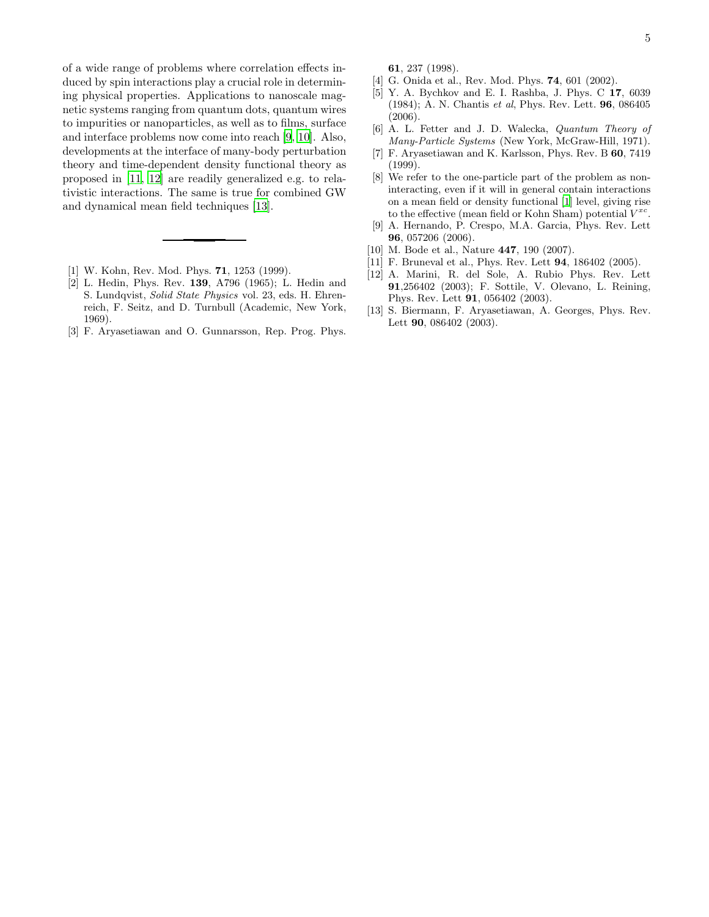of a wide range of problems where correlation effects induced by spin interactions play a crucial role in determining physical properties. Applications to nanoscale magnetic systems ranging from quantum dots, quantum wires to impurities or nanoparticles, as well as to films, surface and interface problems now come into reach [9, 10]. Also, developments at the interface of many-body perturbation theory and time-dependent density functional theory as proposed in [11, 12] are readily generalized e.g. to relativistic interactions. The same is true for combined GW and dynamical mean field techniques [13].

---

[1] W. Kohn, Rev. Mod. Phys. **71**, 1253 (1999).

[2] L. Hedin, Phys. Rev. **139**, A796 (1965); L. Hedin and S. Lundqvist, *Solid State Physics* vol. 23, eds. H. Ehrenreich, F. Seitz, and D. Turnbull (Academic, New York, 1969).

[3] F. Aryasetiawan and O. Gunnarsson, Rep. Prog. Phys. **61**, 237 (1998).

[4] G. Onida et al., Rev. Mod. Phys. **74**, 601 (2002).

[5] Y. A. Bychkov and E. I. Rashba, J. Phys. C **17**, 6039 (1984); A. N. Chantis *et al*, Phys. Rev. Lett. **96**, 086405 (2006).

[6] A. L. Fetter and J. D. Walecka, *Quantum Theory of Many-Particle Systems* (New York, McGraw-Hill, 1971).

[7] F. Aryasetiawan and K. Karlsson, Phys. Rev. B **60**, 7419 (1999).

[8] We refer to the one-particle part of the problem as non-interacting, even if it will in general contain interactions on a mean field or density functional [1] level, giving rise to the effective (mean field or Kohn Sham) potential $V^{xc}$.

[9] A. Hernando, P. Crespo, M.A. Garcia, Phys. Rev. Lett **96**, 057206 (2006).

[10] M. Bode et al., Nature **447**, 190 (2007).

[11] F. Bruneval et al., Phys. Rev. Lett **94**, 186402 (2005).

[12] A. Marini, R. del Sole, A. Rubio Phys. Rev. Lett **91**,256402 (2003); F. Sottile, V. Olevano, L. Reining, Phys. Rev. Lett **91**, 056402 (2003).

[13] S. Biermann, F. Aryasetiawan, A. Georges, Phys. Rev. Lett **90**, 086402 (2003).